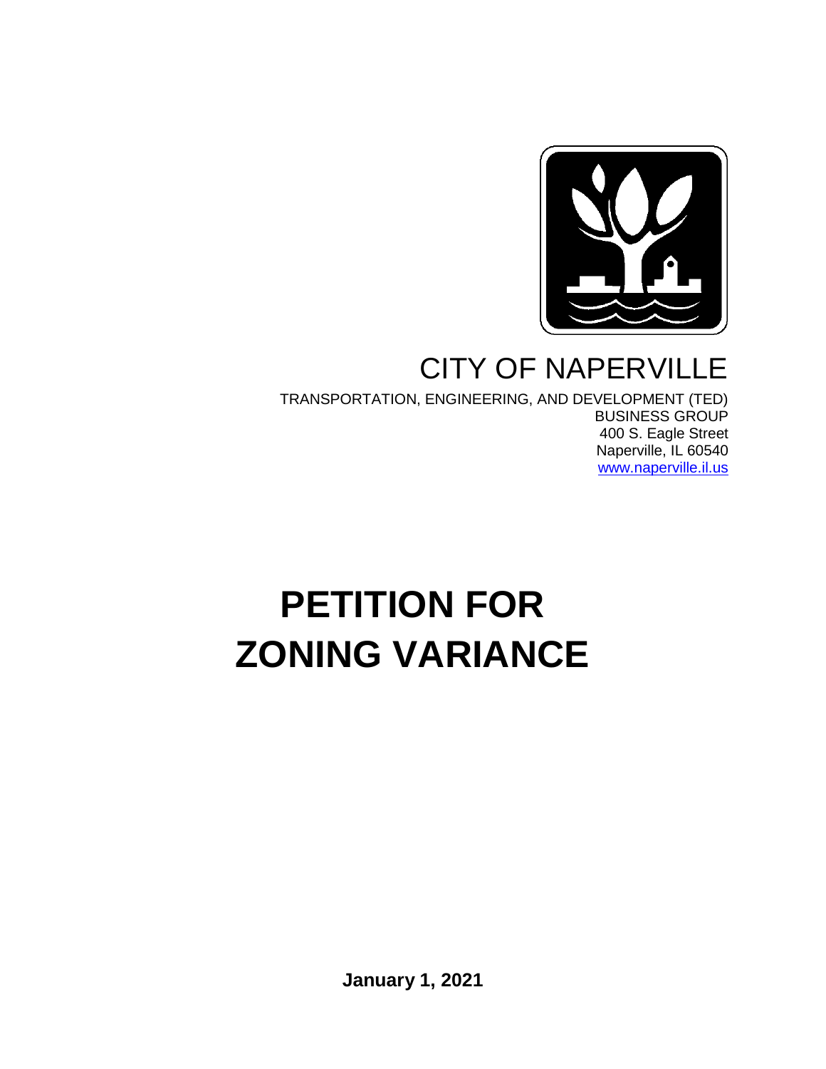CITY OF NAPERVILLE

TRANSPORTATION, ENGINEERING, AND DEVELOPMENT (TED)
BUSINESS GROUP
400 S. Eagle Street
Naperville, IL 60540
[www.naperville.il.us](http://www.naperville.il.us)

# PETITION FOR ZONING VARIANCE

**January 1, 2021**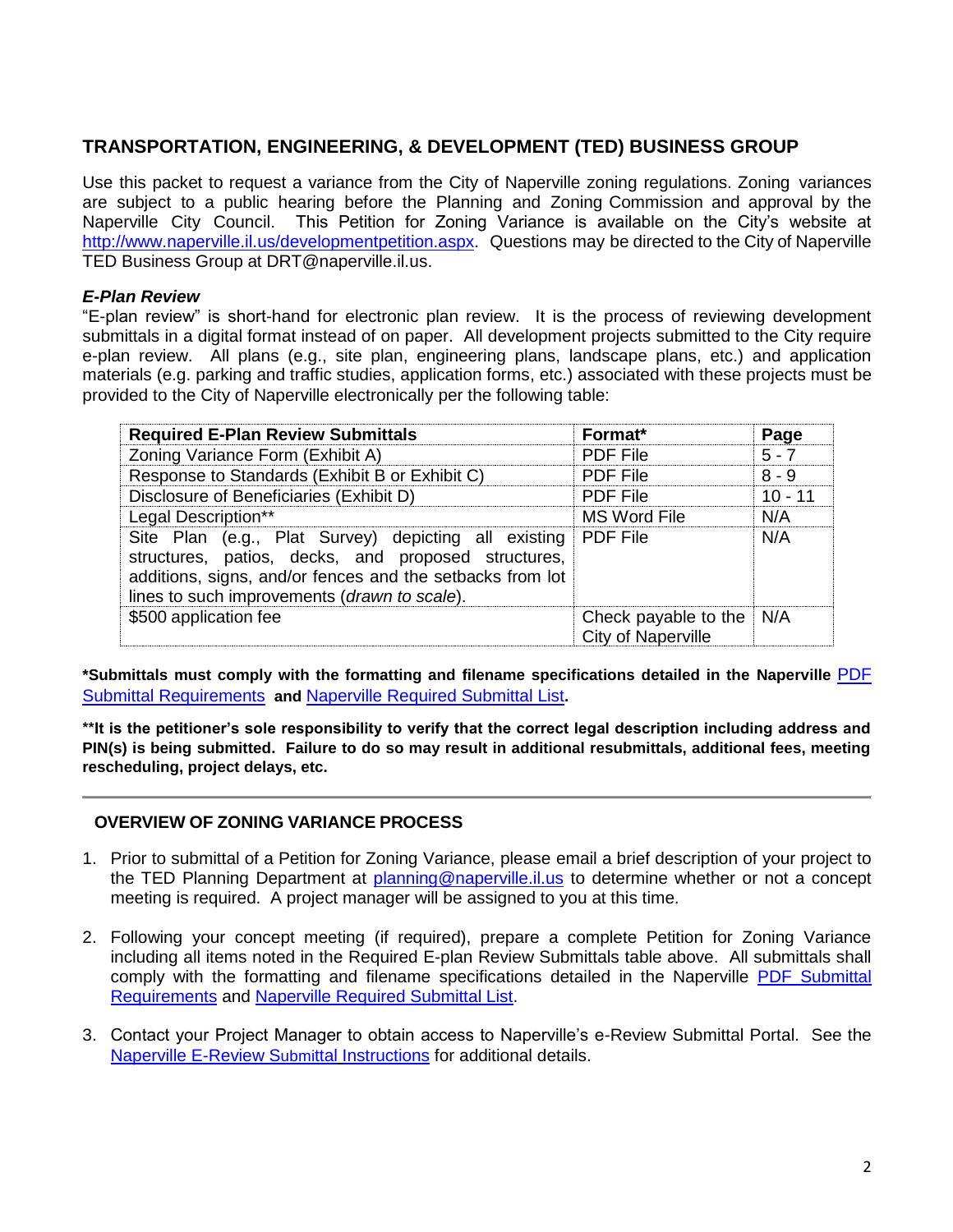## TRANSPORTATION, ENGINEERING, & DEVELOPMENT (TED) BUSINESS GROUP

Use this packet to request a variance from the City of Naperville zoning regulations. Zoning variances are subject to a public hearing before the Planning and Zoning Commission and approval by the Naperville City Council. This Petition for Zoning Variance is available on the City's website at [http://www.naperville.il.us/developmentpetition.aspx](http://www.naperville.il.us/developmentpetition.aspx). Questions may be directed to the City of Naperville TED Business Group at DRT@naperville.il.us.

### *E-Plan Review*

"E-plan review" is short-hand for electronic plan review. It is the process of reviewing development submittals in a digital format instead of on paper. All development projects submitted to the City require e-plan review. All plans (e.g., site plan, engineering plans, landscape plans, etc.) and application materials (e.g. parking and traffic studies, application forms, etc.) associated with these projects must be provided to the City of Naperville electronically per the following table:

| Required E-Plan Review Submittals | Format* | Page |
|---|---|---|
| Zoning Variance Form (Exhibit A) | PDF File | 5 - 7 |
| Response to Standards (Exhibit B or Exhibit C) | PDF File | 8 - 9 |
| Disclosure of Beneficiaries (Exhibit D) | PDF File | 10 - 11 |
| Legal Description** | MS Word File | N/A |
| Site Plan (e.g., Plat Survey) depicting all existing structures, patios, decks, and proposed structures, additions, signs, and/or fences and the setbacks from lot lines to such improvements (*drawn to scale*). | PDF File | N/A |
| $500 application fee | Check payable to the City of Naperville | N/A |

**\*Submittals must comply with the formatting and filename specifications detailed in the Naperville PDF Submittal Requirements and Naperville Required Submittal List.**

**\*\*It is the petitioner's sole responsibility to verify that the correct legal description including address and PIN(s) is being submitted. Failure to do so may result in additional resubmittals, additional fees, meeting rescheduling, project delays, etc.**

---

### OVERVIEW OF ZONING VARIANCE PROCESS

1. Prior to submittal of a Petition for Zoning Variance, please email a brief description of your project to the TED Planning Department at planning@naperville.il.us to determine whether or not a concept meeting is required. A project manager will be assigned to you at this time.

2. Following your concept meeting (if required), prepare a complete Petition for Zoning Variance including all items noted in the Required E-plan Review Submittals table above. All submittals shall comply with the formatting and filename specifications detailed in the Naperville PDF Submittal Requirements and Naperville Required Submittal List.

3. Contact your Project Manager to obtain access to Naperville's e-Review Submittal Portal. See the Naperville E-Review Submittal Instructions for additional details.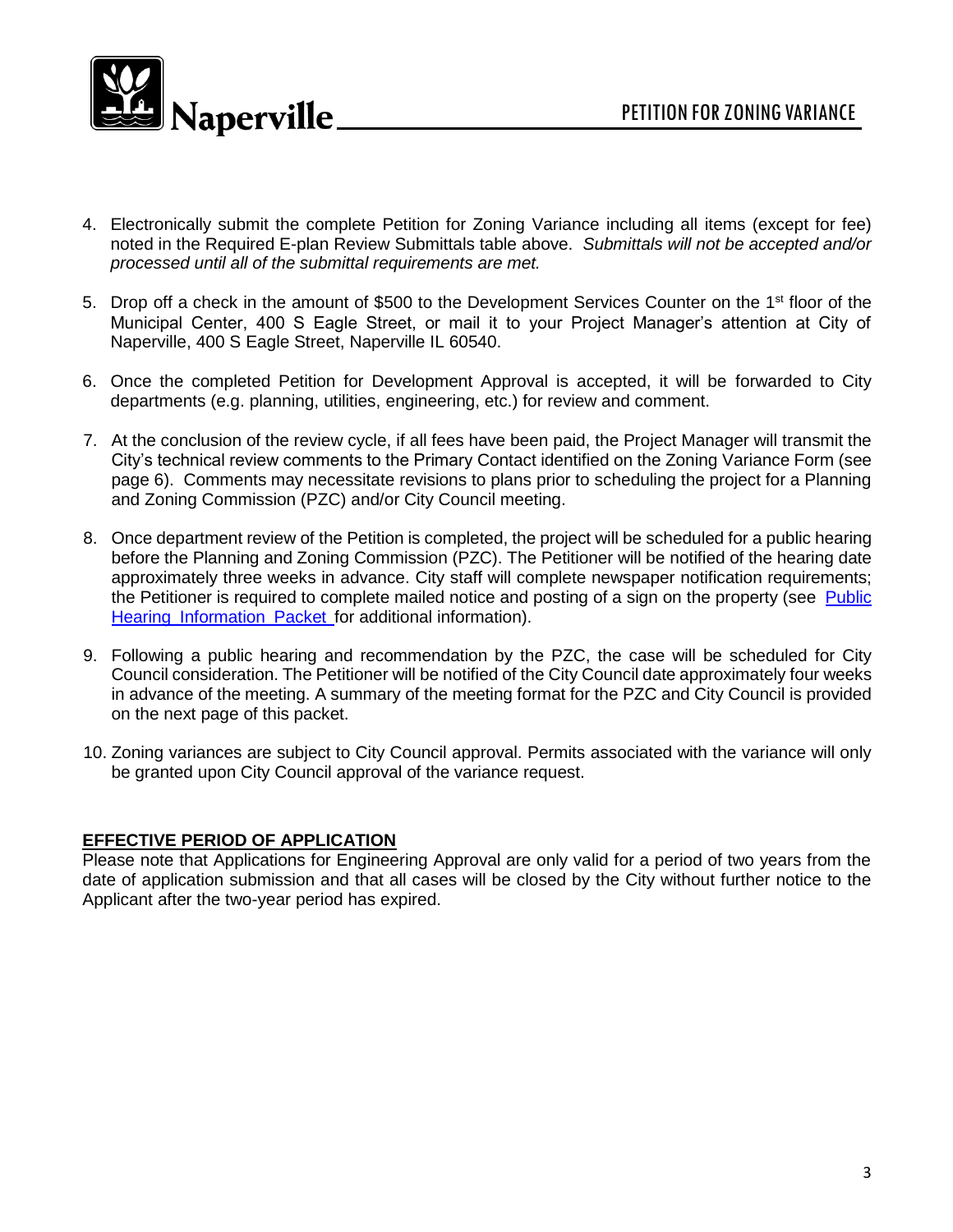4. Electronically submit the complete Petition for Zoning Variance including all items (except for fee) noted in the Required E-plan Review Submittals table above. *Submittals will not be accepted and/or processed until all of the submittal requirements are met.*

5. Drop off a check in the amount of $500 to the Development Services Counter on the 1st floor of the Municipal Center, 400 S Eagle Street, or mail it to your Project Manager's attention at City of Naperville, 400 S Eagle Street, Naperville IL 60540.

6. Once the completed Petition for Development Approval is accepted, it will be forwarded to City departments (e.g. planning, utilities, engineering, etc.) for review and comment.

7. At the conclusion of the review cycle, if all fees have been paid, the Project Manager will transmit the City's technical review comments to the Primary Contact identified on the Zoning Variance Form (see page 6). Comments may necessitate revisions to plans prior to scheduling the project for a Planning and Zoning Commission (PZC) and/or City Council meeting.

8. Once department review of the Petition is completed, the project will be scheduled for a public hearing before the Planning and Zoning Commission (PZC). The Petitioner will be notified of the hearing date approximately three weeks in advance. City staff will complete newspaper notification requirements; the Petitioner is required to complete mailed notice and posting of a sign on the property (see Public Hearing Information Packet for additional information).

9. Following a public hearing and recommendation by the PZC, the case will be scheduled for City Council consideration. The Petitioner will be notified of the City Council date approximately four weeks in advance of the meeting. A summary of the meeting format for the PZC and City Council is provided on the next page of this packet.

10. Zoning variances are subject to City Council approval. Permits associated with the variance will only be granted upon City Council approval of the variance request.

## EFFECTIVE PERIOD OF APPLICATION

Please note that Applications for Engineering Approval are only valid for a period of two years from the date of application submission and that all cases will be closed by the City without further notice to the Applicant after the two-year period has expired.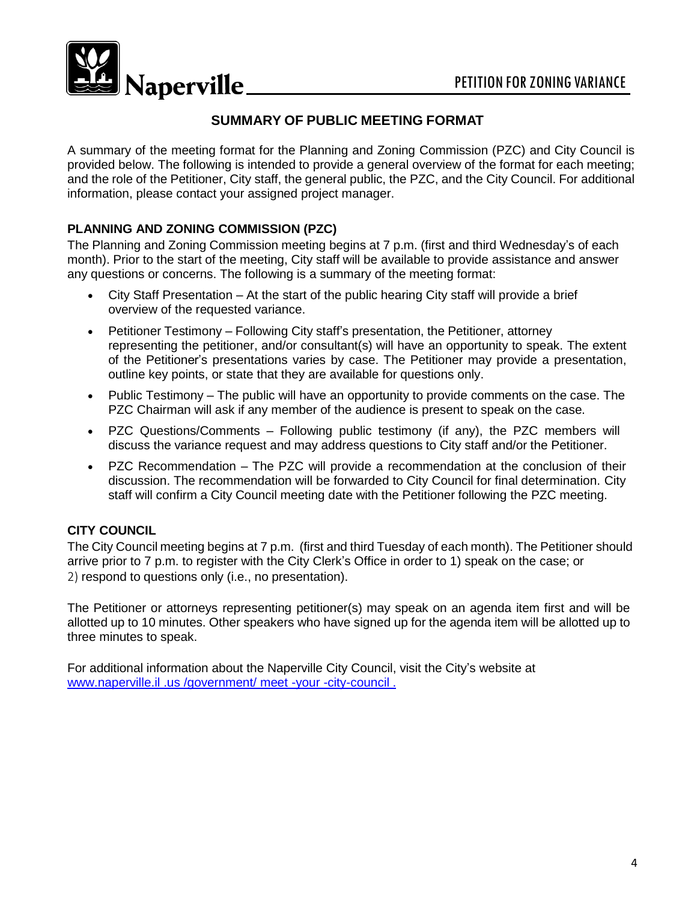## SUMMARY OF PUBLIC MEETING FORMAT

A summary of the meeting format for the Planning and Zoning Commission (PZC) and City Council is provided below. The following is intended to provide a general overview of the format for each meeting; and the role of the Petitioner, City staff, the general public, the PZC, and the City Council. For additional information, please contact your assigned project manager.

### PLANNING AND ZONING COMMISSION (PZC)

The Planning and Zoning Commission meeting begins at 7 p.m. (first and third Wednesday's of each month). Prior to the start of the meeting, City staff will be available to provide assistance and answer any questions or concerns. The following is a summary of the meeting format:

- City Staff Presentation – At the start of the public hearing City staff will provide a brief overview of the requested variance.
- Petitioner Testimony – Following City staff's presentation, the Petitioner, attorney representing the petitioner, and/or consultant(s) will have an opportunity to speak. The extent of the Petitioner's presentations varies by case. The Petitioner may provide a presentation, outline key points, or state that they are available for questions only.
- Public Testimony – The public will have an opportunity to provide comments on the case. The PZC Chairman will ask if any member of the audience is present to speak on the case.
- PZC Questions/Comments – Following public testimony (if any), the PZC members will discuss the variance request and may address questions to City staff and/or the Petitioner.
- PZC Recommendation – The PZC will provide a recommendation at the conclusion of their discussion. The recommendation will be forwarded to City Council for final determination. City staff will confirm a City Council meeting date with the Petitioner following the PZC meeting.

### CITY COUNCIL

The City Council meeting begins at 7 p.m. (first and third Tuesday of each month). The Petitioner should arrive prior to 7 p.m. to register with the City Clerk's Office in order to 1) speak on the case; or 2) respond to questions only (i.e., no presentation).

The Petitioner or attorneys representing petitioner(s) may speak on an agenda item first and will be allotted up to 10 minutes. Other speakers who have signed up for the agenda item will be allotted up to three minutes to speak.

For additional information about the Naperville City Council, visit the City's website at www.naperville.il.us/government/meet-your-city-council.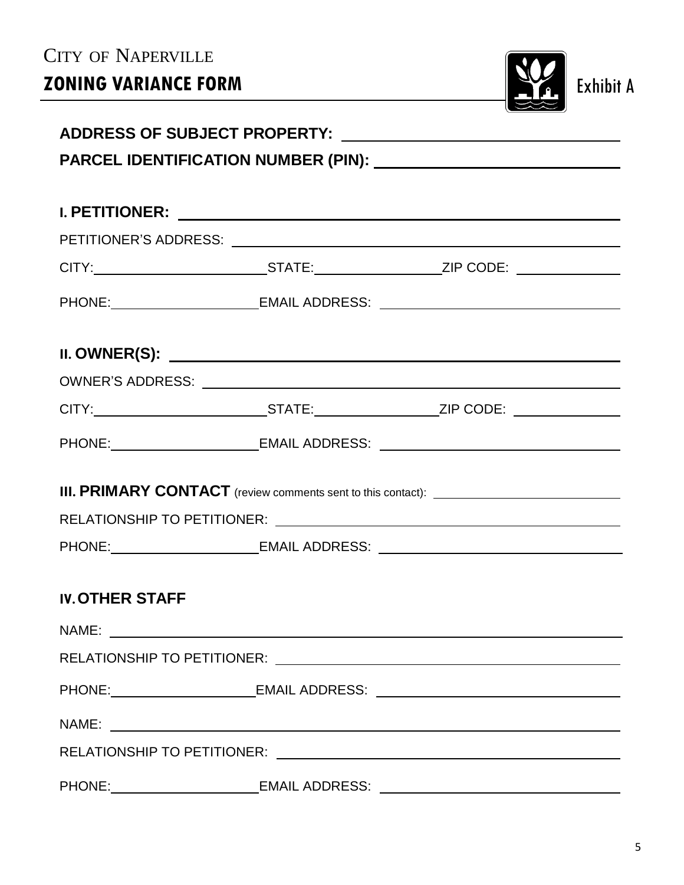# CITY OF NAPERVILLE

## ZONING VARIANCE FORM

Exhibit A

**ADDRESS OF SUBJECT PROPERTY:** \_\_\_\_\_\_\_\_\_\_\_\_\_\_\_\_\_\_\_\_\_\_\_\_\_\_\_\_\_\_

**PARCEL IDENTIFICATION NUMBER (PIN):** \_\_\_\_\_\_\_\_\_\_\_\_\_\_\_\_\_\_\_\_\_\_\_\_\_\_\_\_\_\_

**I. PETITIONER:** \_\_\_\_\_\_\_\_\_\_\_\_\_\_\_\_\_\_\_\_\_\_\_\_\_\_\_\_\_\_

PETITIONER'S ADDRESS: \_\_\_\_\_\_\_\_\_\_\_\_\_\_\_\_\_\_\_\_\_\_\_\_\_\_\_\_\_\_

CITY: \_\_\_\_\_\_\_\_\_\_\_\_\_\_\_ STATE: \_\_\_\_\_\_\_\_\_\_\_\_\_\_\_ ZIP CODE: \_\_\_\_\_\_\_\_\_\_\_\_\_\_\_

PHONE: \_\_\_\_\_\_\_\_\_\_\_\_\_\_\_ EMAIL ADDRESS: \_\_\_\_\_\_\_\_\_\_\_\_\_\_\_\_\_\_\_\_\_\_\_\_\_\_\_\_\_\_

**II. OWNER(S):** \_\_\_\_\_\_\_\_\_\_\_\_\_\_\_\_\_\_\_\_\_\_\_\_\_\_\_\_\_\_

OWNER'S ADDRESS: \_\_\_\_\_\_\_\_\_\_\_\_\_\_\_\_\_\_\_\_\_\_\_\_\_\_\_\_\_\_

CITY: \_\_\_\_\_\_\_\_\_\_\_\_\_\_\_ STATE: \_\_\_\_\_\_\_\_\_\_\_\_\_\_\_ ZIP CODE: \_\_\_\_\_\_\_\_\_\_\_\_\_\_\_

PHONE: \_\_\_\_\_\_\_\_\_\_\_\_\_\_\_ EMAIL ADDRESS: \_\_\_\_\_\_\_\_\_\_\_\_\_\_\_\_\_\_\_\_\_\_\_\_\_\_\_\_\_\_

**III. PRIMARY CONTACT** (review comments sent to this contact): \_\_\_\_\_\_\_\_\_\_\_\_\_\_\_\_\_\_\_\_\_\_\_\_\_\_\_\_\_\_

RELATIONSHIP TO PETITIONER: \_\_\_\_\_\_\_\_\_\_\_\_\_\_\_\_\_\_\_\_\_\_\_\_\_\_\_\_\_\_

PHONE: \_\_\_\_\_\_\_\_\_\_\_\_\_\_\_ EMAIL ADDRESS: \_\_\_\_\_\_\_\_\_\_\_\_\_\_\_\_\_\_\_\_\_\_\_\_\_\_\_\_\_\_

**IV. OTHER STAFF**

NAME: \_\_\_\_\_\_\_\_\_\_\_\_\_\_\_\_\_\_\_\_\_\_\_\_\_\_\_\_\_\_

RELATIONSHIP TO PETITIONER: \_\_\_\_\_\_\_\_\_\_\_\_\_\_\_\_\_\_\_\_\_\_\_\_\_\_\_\_\_\_

PHONE: \_\_\_\_\_\_\_\_\_\_\_\_\_\_\_ EMAIL ADDRESS: \_\_\_\_\_\_\_\_\_\_\_\_\_\_\_\_\_\_\_\_\_\_\_\_\_\_\_\_\_\_

NAME: \_\_\_\_\_\_\_\_\_\_\_\_\_\_\_\_\_\_\_\_\_\_\_\_\_\_\_\_\_\_

RELATIONSHIP TO PETITIONER: \_\_\_\_\_\_\_\_\_\_\_\_\_\_\_\_\_\_\_\_\_\_\_\_\_\_\_\_\_\_

PHONE: \_\_\_\_\_\_\_\_\_\_\_\_\_\_\_ EMAIL ADDRESS: \_\_\_\_\_\_\_\_\_\_\_\_\_\_\_\_\_\_\_\_\_\_\_\_\_\_\_\_\_\_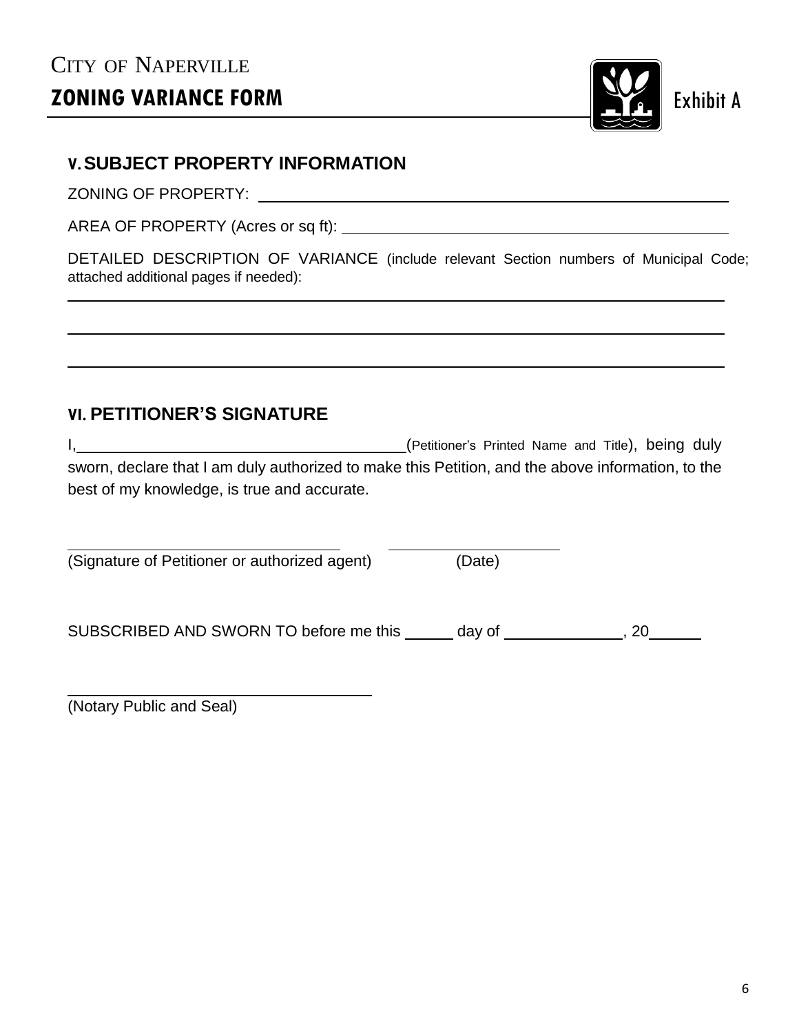# CITY OF NAPERVILLE

## ZONING VARIANCE FORM

Exhibit A

### V. SUBJECT PROPERTY INFORMATION

ZONING OF PROPERTY: ____________________________________________

AREA OF PROPERTY (Acres or sq ft): ______________________________________

DETAILED DESCRIPTION OF VARIANCE (include relevant Section numbers of Municipal Code; attached additional pages if needed):

_______________________________________________________________________

_______________________________________________________________________

_______________________________________________________________________

### VI. PETITIONER'S SIGNATURE

I, ______________________________ (Petitioner's Printed Name and Title), being duly sworn, declare that I am duly authorized to make this Petition, and the above information, to the best of my knowledge, is true and accurate.

______________________________ ____________________

(Signature of Petitioner or authorized agent) (Date)

SUBSCRIBED AND SWORN TO before me this ______ day of ______________, 20______

______________________________

(Notary Public and Seal)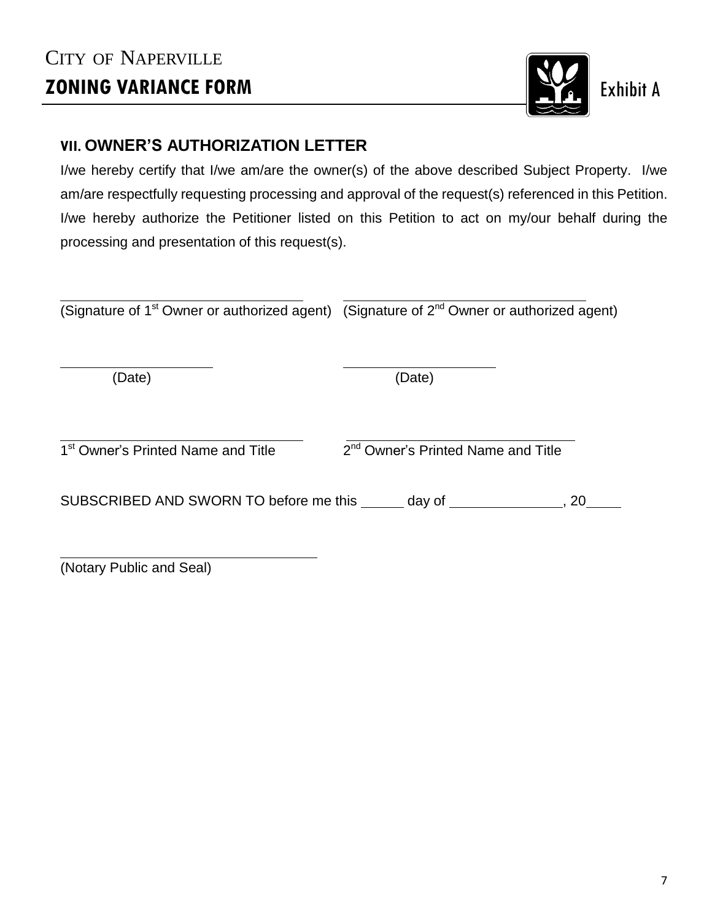# CITY OF NAPERVILLE
## ZONING VARIANCE FORM

Exhibit A

### VII. OWNER'S AUTHORIZATION LETTER

I/we hereby certify that I/we am/are the owner(s) of the above described Subject Property. I/we am/are respectfully requesting processing and approval of the request(s) referenced in this Petition. I/we hereby authorize the Petitioner listed on this Petition to act on my/our behalf during the processing and presentation of this request(s).

\_\_\_\_\_\_\_\_\_\_\_\_\_\_\_\_\_\_\_\_\_\_\_\_\_\_\_\_\_\_\_\_\_\_\_\_ \_\_\_\_\_\_\_\_\_\_\_\_\_\_\_\_\_\_\_\_\_\_\_\_\_\_\_\_\_\_\_\_\_\_\_\_
(Signature of 1st Owner or authorized agent) (Signature of 2nd Owner or authorized agent)

\_\_\_\_\_\_\_\_\_\_\_\_\_\_\_\_\_\_\_\_\_\_ \_\_\_\_\_\_\_\_\_\_\_\_\_\_\_\_\_\_\_\_\_\_
(Date) (Date)

\_\_\_\_\_\_\_\_\_\_\_\_\_\_\_\_\_\_\_\_\_\_\_\_\_\_\_\_\_\_\_\_\_\_\_\_ \_\_\_\_\_\_\_\_\_\_\_\_\_\_\_\_\_\_\_\_\_\_\_\_\_\_\_\_\_\_\_\_\_\_\_\_
1st Owner's Printed Name and Title 2nd Owner's Printed Name and Title

SUBSCRIBED AND SWORN TO before me this \_\_\_\_\_\_ day of \_\_\_\_\_\_\_\_\_\_\_\_\_\_\_, 20\_\_\_\_\_

\_\_\_\_\_\_\_\_\_\_\_\_\_\_\_\_\_\_\_\_\_\_\_\_\_\_\_\_\_\_\_\_\_\_\_\_
(Notary Public and Seal)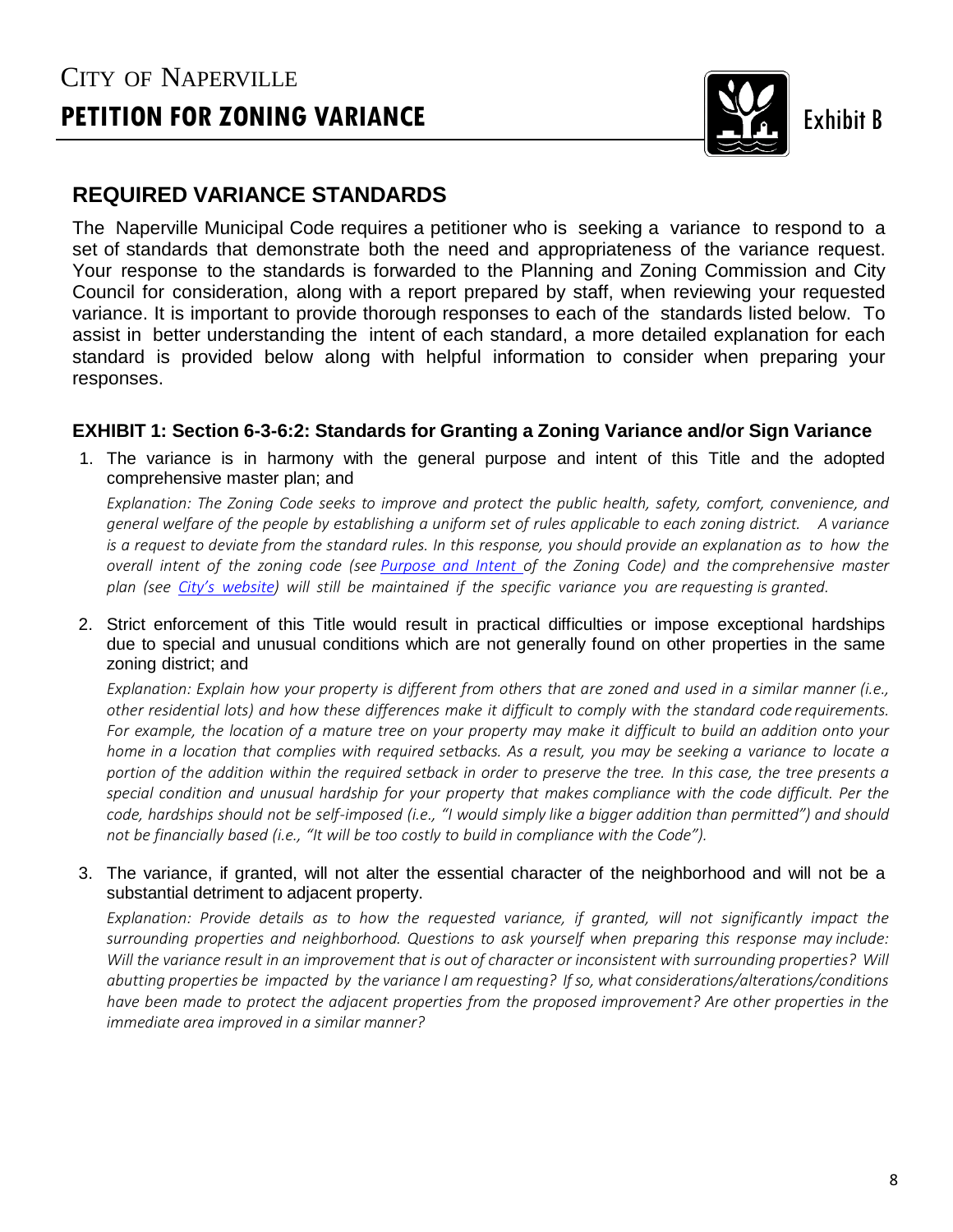# CITY OF NAPERVILLE
# PETITION FOR ZONING VARIANCE

Exhibit B

## REQUIRED VARIANCE STANDARDS

The Naperville Municipal Code requires a petitioner who is seeking a variance to respond to a set of standards that demonstrate both the need and appropriateness of the variance request. Your response to the standards is forwarded to the Planning and Zoning Commission and City Council for consideration, along with a report prepared by staff, when reviewing your requested variance. It is important to provide thorough responses to each of the standards listed below. To assist in better understanding the intent of each standard, a more detailed explanation for each standard is provided below along with helpful information to consider when preparing your responses.

### EXHIBIT 1: Section 6-3-6:2: Standards for Granting a Zoning Variance and/or Sign Variance

1. The variance is in harmony with the general purpose and intent of this Title and the adopted comprehensive master plan; and

   *Explanation: The Zoning Code seeks to improve and protect the public health, safety, comfort, convenience, and general welfare of the people by establishing a uniform set of rules applicable to each zoning district. A variance is a request to deviate from the standard rules. In this response, you should provide an explanation as to how the overall intent of the zoning code (see Purpose and Intent of the Zoning Code) and the comprehensive master plan (see City's website) will still be maintained if the specific variance you are requesting is granted.*

2. Strict enforcement of this Title would result in practical difficulties or impose exceptional hardships due to special and unusual conditions which are not generally found on other properties in the same zoning district; and

   *Explanation: Explain how your property is different from others that are zoned and used in a similar manner (i.e., other residential lots) and how these differences make it difficult to comply with the standard code requirements. For example, the location of a mature tree on your property may make it difficult to build an addition onto your home in a location that complies with required setbacks. As a result, you may be seeking a variance to locate a portion of the addition within the required setback in order to preserve the tree. In this case, the tree presents a special condition and unusual hardship for your property that makes compliance with the code difficult. Per the code, hardships should not be self-imposed (i.e., "I would simply like a bigger addition than permitted") and should not be financially based (i.e., "It will be too costly to build in compliance with the Code").*

3. The variance, if granted, will not alter the essential character of the neighborhood and will not be a substantial detriment to adjacent property.

   *Explanation: Provide details as to how the requested variance, if granted, will not significantly impact the surrounding properties and neighborhood. Questions to ask yourself when preparing this response may include: Will the variance result in an improvement that is out of character or inconsistent with surrounding properties? Will abutting properties be impacted by the variance I am requesting? If so, what considerations/alterations/conditions have been made to protect the adjacent properties from the proposed improvement? Are other properties in the immediate area improved in a similar manner?*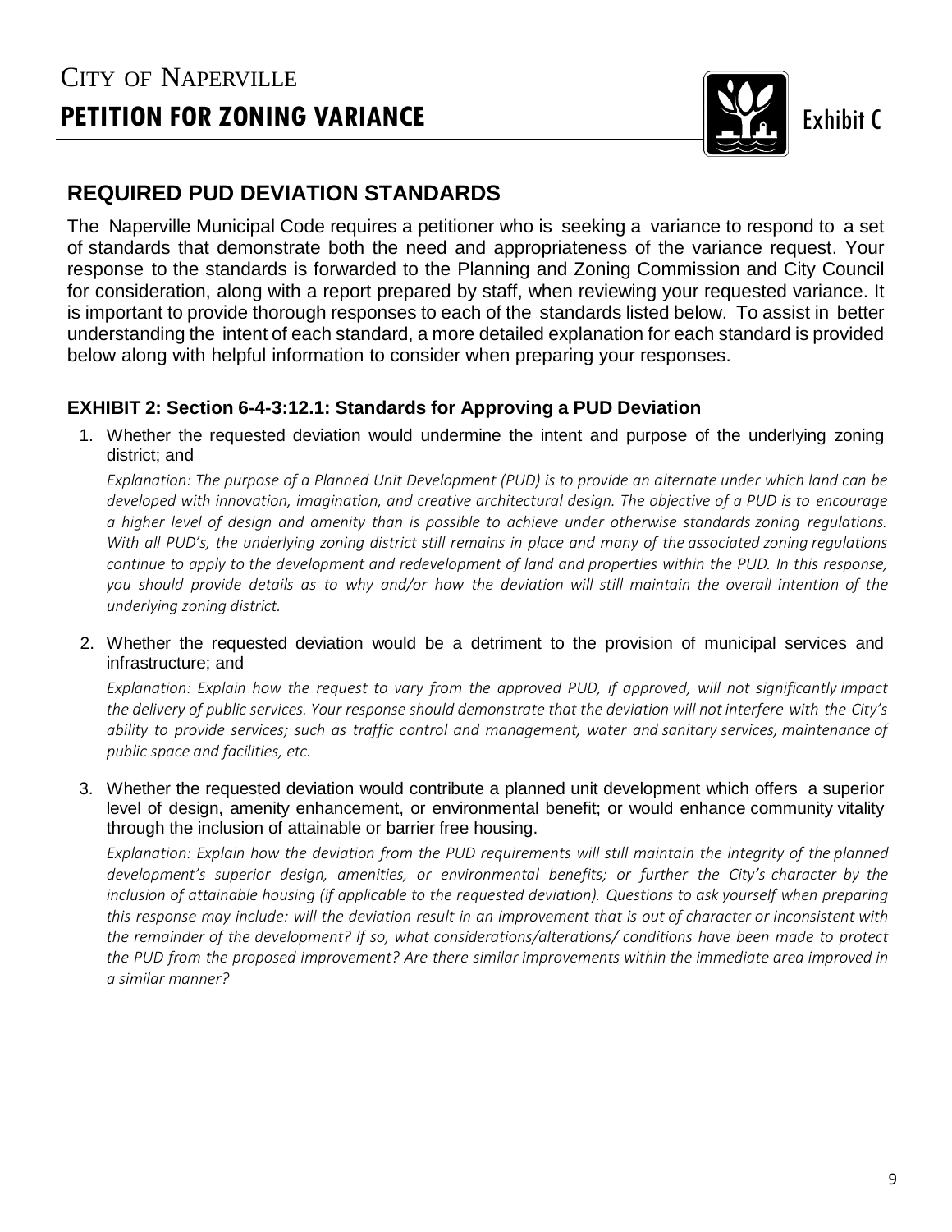CITY OF NAPERVILLE

# PETITION FOR ZONING VARIANCE

Exhibit C

## REQUIRED PUD DEVIATION STANDARDS

The Naperville Municipal Code requires a petitioner who is seeking a variance to respond to a set of standards that demonstrate both the need and appropriateness of the variance request. Your response to the standards is forwarded to the Planning and Zoning Commission and City Council for consideration, along with a report prepared by staff, when reviewing your requested variance. It is important to provide thorough responses to each of the standards listed below. To assist in better understanding the intent of each standard, a more detailed explanation for each standard is provided below along with helpful information to consider when preparing your responses.

### EXHIBIT 2: Section 6-4-3:12.1: Standards for Approving a PUD Deviation

1. Whether the requested deviation would undermine the intent and purpose of the underlying zoning district; and

   *Explanation: The purpose of a Planned Unit Development (PUD) is to provide an alternate under which land can be developed with innovation, imagination, and creative architectural design. The objective of a PUD is to encourage a higher level of design and amenity than is possible to achieve under otherwise standards zoning regulations. With all PUD's, the underlying zoning district still remains in place and many of the associated zoning regulations continue to apply to the development and redevelopment of land and properties within the PUD. In this response, you should provide details as to why and/or how the deviation will still maintain the overall intention of the underlying zoning district.*

2. Whether the requested deviation would be a detriment to the provision of municipal services and infrastructure; and

   *Explanation: Explain how the request to vary from the approved PUD, if approved, will not significantly impact the delivery of public services. Your response should demonstrate that the deviation will not interfere with the City's ability to provide services; such as traffic control and management, water and sanitary services, maintenance of public space and facilities, etc.*

3. Whether the requested deviation would contribute a planned unit development which offers a superior level of design, amenity enhancement, or environmental benefit; or would enhance community vitality through the inclusion of attainable or barrier free housing.

   *Explanation: Explain how the deviation from the PUD requirements will still maintain the integrity of the planned development's superior design, amenities, or environmental benefits; or further the City's character by the inclusion of attainable housing (if applicable to the requested deviation). Questions to ask yourself when preparing this response may include: will the deviation result in an improvement that is out of character or inconsistent with the remainder of the development? If so, what considerations/alterations/ conditions have been made to protect the PUD from the proposed improvement? Are there similar improvements within the immediate area improved in a similar manner?*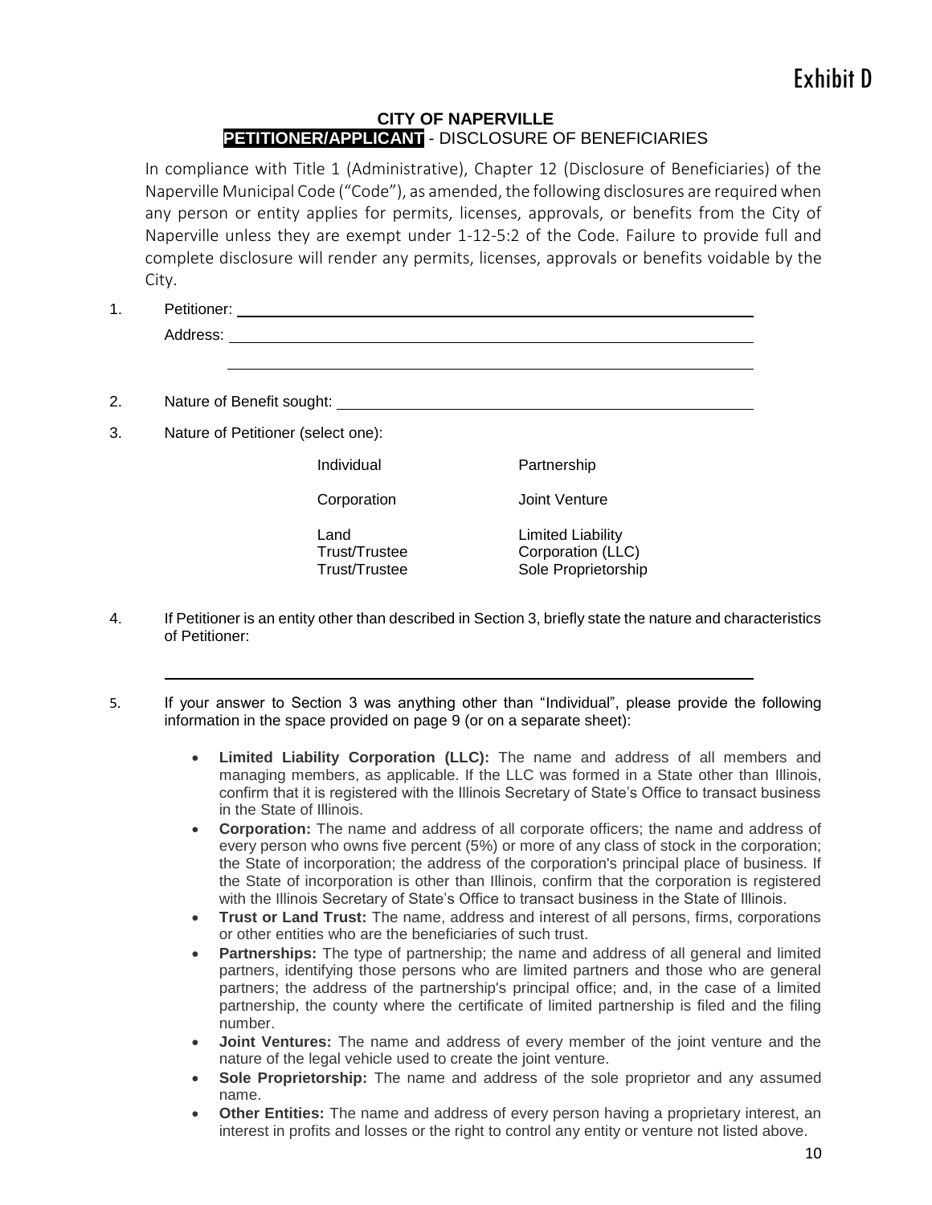Exhibit D

## CITY OF NAPERVILLE
### PETITIONER/APPLICANT - DISCLOSURE OF BENEFICIARIES

In compliance with Title 1 (Administrative), Chapter 12 (Disclosure of Beneficiaries) of the Naperville Municipal Code ("Code"), as amended, the following disclosures are required when any person or entity applies for permits, licenses, approvals, or benefits from the City of Naperville unless they are exempt under 1-12-5:2 of the Code. Failure to provide full and complete disclosure will render any permits, licenses, approvals or benefits voidable by the City.

1. Petitioner: ______________________________________________

   Address: ______________________________________________

   ______________________________________________

2. Nature of Benefit sought: ______________________________________________

3. Nature of Petitioner (select one):

| | |
|---|---|
| Individual | Partnership |
| Corporation | Joint Venture |
| Land Trust/Trustee | Limited Liability Corporation (LLC) |
| Trust/Trustee | Sole Proprietorship |

4. If Petitioner is an entity other than described in Section 3, briefly state the nature and characteristics of Petitioner:

   ______________________________________________

5. If your answer to Section 3 was anything other than "Individual", please provide the following information in the space provided on page 9 (or on a separate sheet):

   - **Limited Liability Corporation (LLC):** The name and address of all members and managing members, as applicable. If the LLC was formed in a State other than Illinois, confirm that it is registered with the Illinois Secretary of State's Office to transact business in the State of Illinois.
   - **Corporation:** The name and address of all corporate officers; the name and address of every person who owns five percent (5%) or more of any class of stock in the corporation; the State of incorporation; the address of the corporation's principal place of business. If the State of incorporation is other than Illinois, confirm that the corporation is registered with the Illinois Secretary of State's Office to transact business in the State of Illinois.
   - **Trust or Land Trust:** The name, address and interest of all persons, firms, corporations or other entities who are the beneficiaries of such trust.
   - **Partnerships:** The type of partnership; the name and address of all general and limited partners, identifying those persons who are limited partners and those who are general partners; the address of the partnership's principal office; and, in the case of a limited partnership, the county where the certificate of limited partnership is filed and the filing number.
   - **Joint Ventures:** The name and address of every member of the joint venture and the nature of the legal vehicle used to create the joint venture.
   - **Sole Proprietorship:** The name and address of the sole proprietor and any assumed name.
   - **Other Entities:** The name and address of every person having a proprietary interest, an interest in profits and losses or the right to control any entity or venture not listed above.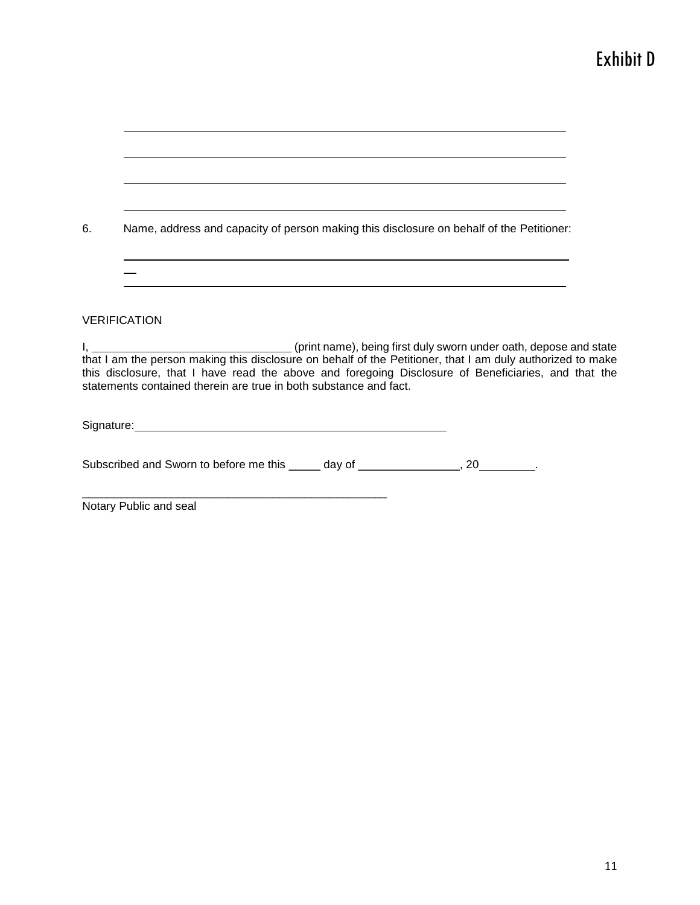# Exhibit D

______________________________________________________________________

______________________________________________________________________

______________________________________________________________________

______________________________________________________________________

6. Name, address and capacity of person making this disclosure on behalf of the Petitioner:

______________________________________________________________________

______________________________________________________________________

VERIFICATION

I, ______________________________ (print name), being first duly sworn under oath, depose and state that I am the person making this disclosure on behalf of the Petitioner, that I am duly authorized to make this disclosure, that I have read the above and foregoing Disclosure of Beneficiaries, and that the statements contained therein are true in both substance and fact.

Signature: ________________________________________________

Subscribed and Sworn to before me this _____ day of _______________, 20________.

________________________________________________
Notary Public and seal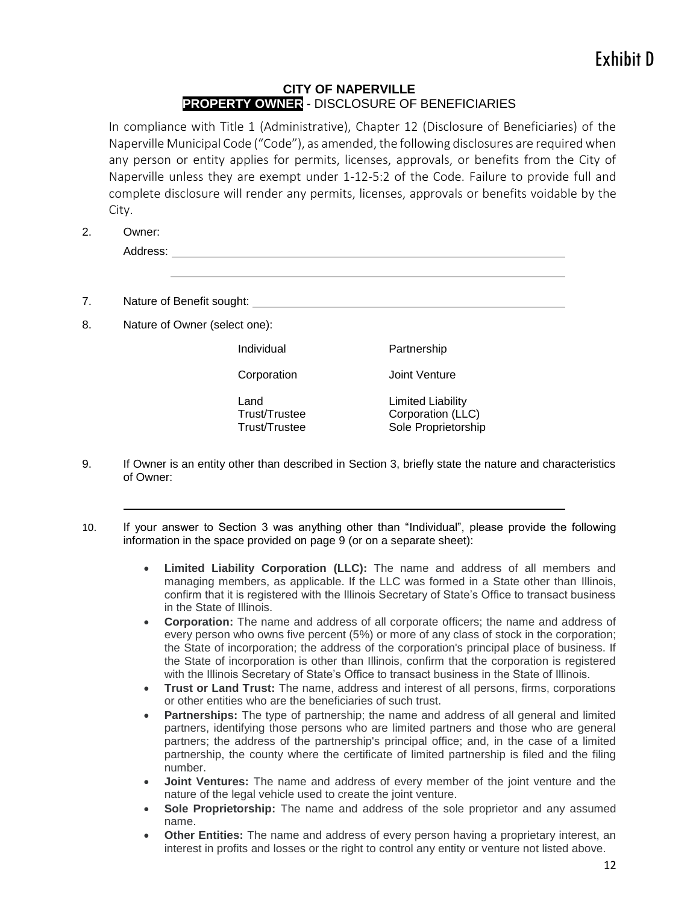# Exhibit D

**CITY OF NAPERVILLE**
**PROPERTY OWNER** - DISCLOSURE OF BENEFICIARIES

In compliance with Title 1 (Administrative), Chapter 12 (Disclosure of Beneficiaries) of the Naperville Municipal Code ("Code"), as amended, the following disclosures are required when any person or entity applies for permits, licenses, approvals, or benefits from the City of Naperville unless they are exempt under 1-12-5:2 of the Code. Failure to provide full and complete disclosure will render any permits, licenses, approvals or benefits voidable by the City.

2. Owner:

   Address: ______________________________________________

   ______________________________________________

7. Nature of Benefit sought: ______________________________________________

8. Nature of Owner (select one):

| | |
|---|---|
| Individual | Partnership |
| Corporation | Joint Venture |
| Land Trust/Trustee | Limited Liability Corporation (LLC) |
| Trust/Trustee | Sole Proprietorship |

9. If Owner is an entity other than described in Section 3, briefly state the nature and characteristics of Owner:

   ______________________________________________

10. If your answer to Section 3 was anything other than "Individual", please provide the following information in the space provided on page 9 (or on a separate sheet):

    - **Limited Liability Corporation (LLC):** The name and address of all members and managing members, as applicable. If the LLC was formed in a State other than Illinois, confirm that it is registered with the Illinois Secretary of State's Office to transact business in the State of Illinois.
    - **Corporation:** The name and address of all corporate officers; the name and address of every person who owns five percent (5%) or more of any class of stock in the corporation; the State of incorporation; the address of the corporation's principal place of business. If the State of incorporation is other than Illinois, confirm that the corporation is registered with the Illinois Secretary of State's Office to transact business in the State of Illinois.
    - **Trust or Land Trust:** The name, address and interest of all persons, firms, corporations or other entities who are the beneficiaries of such trust.
    - **Partnerships:** The type of partnership; the name and address of all general and limited partners, identifying those persons who are limited partners and those who are general partners; the address of the partnership's principal office; and, in the case of a limited partnership, the county where the certificate of limited partnership is filed and the filing number.
    - **Joint Ventures:** The name and address of every member of the joint venture and the nature of the legal vehicle used to create the joint venture.
    - **Sole Proprietorship:** The name and address of the sole proprietor and any assumed name.
    - **Other Entities:** The name and address of every person having a proprietary interest, an interest in profits and losses or the right to control any entity or venture not listed above.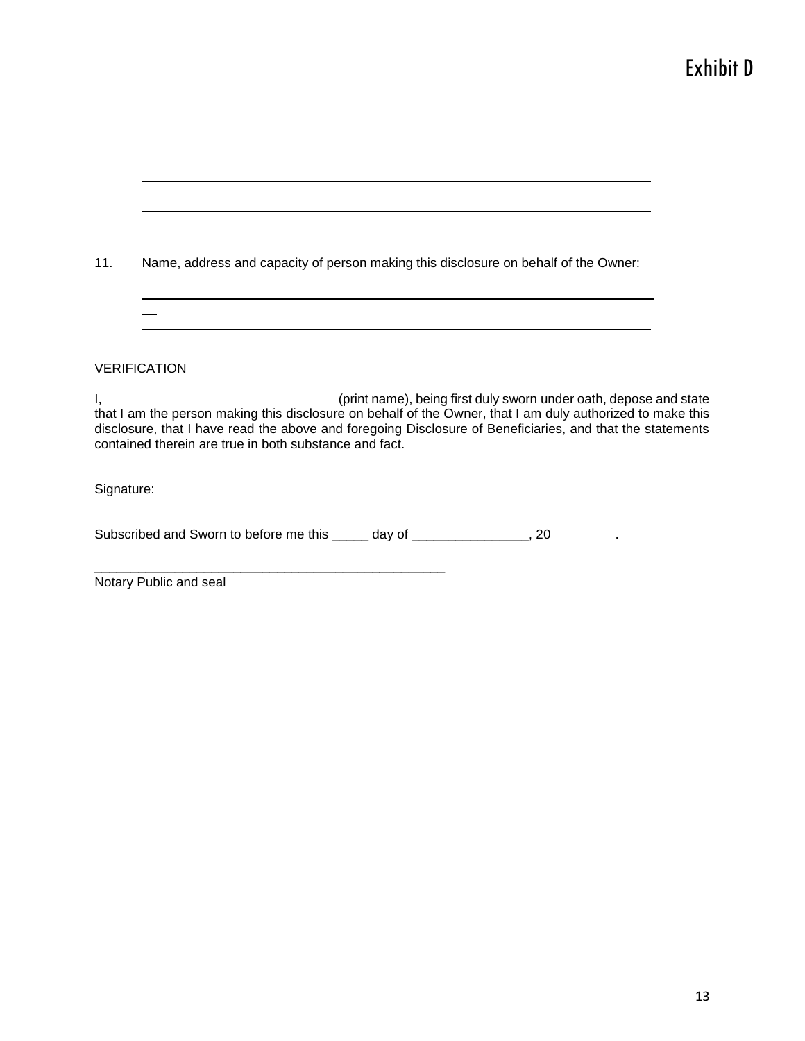# Exhibit D

\_\_\_\_\_\_\_\_\_\_\_\_\_\_\_\_\_\_\_\_\_\_\_\_\_\_\_\_\_\_\_\_\_\_\_\_\_\_\_\_\_\_\_\_\_\_\_\_\_\_\_\_\_\_\_\_\_\_\_\_

\_\_\_\_\_\_\_\_\_\_\_\_\_\_\_\_\_\_\_\_\_\_\_\_\_\_\_\_\_\_\_\_\_\_\_\_\_\_\_\_\_\_\_\_\_\_\_\_\_\_\_\_\_\_\_\_\_\_\_\_

\_\_\_\_\_\_\_\_\_\_\_\_\_\_\_\_\_\_\_\_\_\_\_\_\_\_\_\_\_\_\_\_\_\_\_\_\_\_\_\_\_\_\_\_\_\_\_\_\_\_\_\_\_\_\_\_\_\_\_\_

\_\_\_\_\_\_\_\_\_\_\_\_\_\_\_\_\_\_\_\_\_\_\_\_\_\_\_\_\_\_\_\_\_\_\_\_\_\_\_\_\_\_\_\_\_\_\_\_\_\_\_\_\_\_\_\_\_\_\_\_

11. Name, address and capacity of person making this disclosure on behalf of the Owner:

\_\_\_\_\_\_\_\_\_\_\_\_\_\_\_\_\_\_\_\_\_\_\_\_\_\_\_\_\_\_\_\_\_\_\_\_\_\_\_\_\_\_\_\_\_\_\_\_\_\_\_\_\_\_\_\_\_\_\_\_

\_\_\_\_\_\_\_\_\_\_\_\_\_\_\_\_\_\_\_\_\_\_\_\_\_\_\_\_\_\_\_\_\_\_\_\_\_\_\_\_\_\_\_\_\_\_\_\_\_\_\_\_\_\_\_\_\_\_\_\_

VERIFICATION

I, \_\_\_\_\_\_\_\_\_\_\_\_\_\_\_\_\_\_\_\_\_\_\_\_\_\_\_\_\_\_\_\_ (print name), being first duly sworn under oath, depose and state that I am the person making this disclosure on behalf of the Owner, that I am duly authorized to make this disclosure, that I have read the above and foregoing Disclosure of Beneficiaries, and that the statements contained therein are true in both substance and fact.

Signature: \_\_\_\_\_\_\_\_\_\_\_\_\_\_\_\_\_\_\_\_\_\_\_\_\_\_\_\_\_\_\_\_\_\_\_\_\_\_\_\_\_\_\_\_

Subscribed and Sworn to before me this \_\_\_\_\_ day of \_\_\_\_\_\_\_\_\_\_\_\_\_\_\_\_, 20\_\_\_\_\_\_\_\_\_.

\_\_\_\_\_\_\_\_\_\_\_\_\_\_\_\_\_\_\_\_\_\_\_\_\_\_\_\_\_\_\_\_\_\_\_\_\_\_\_\_\_\_\_\_\_\_\_\_\_\_

Notary Public and seal